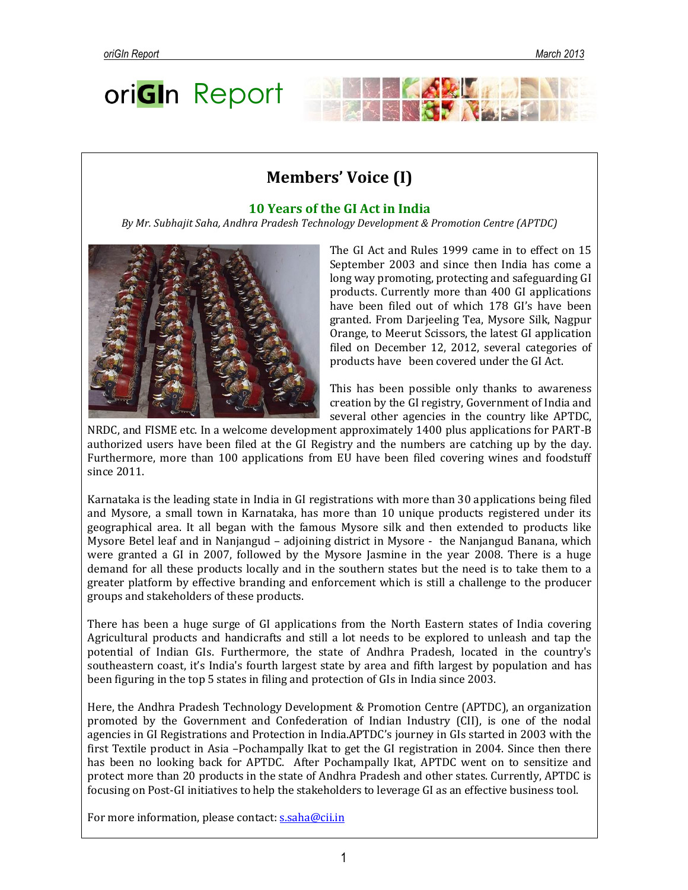# oriGIn Report

## Members' Voice (I)

### 10 Years of the GI Act in India

*By Mr. Subhajit Saha, Andhra Pradesh Technology Development & Promotion Centre (APTDC)*

The GI Act and Rules 1999 came in to effect on 15 September 2003 and since then India has come a long way promoting, protecting and safeguarding GI products. Currently more than 400 GI applications have been filed out of which 178 GI's have been granted. From Darjeeling Tea, Mysore Silk, Nagpur Orange, to Meerut Scissors, the latest GI application filed on December 12, 2012, several categories of products have been covered under the GI Act.

This has been possible only thanks to awareness creation by the GI registry, Government of India and several other agencies in the country like APTDC, NRDC, and FISME etc. In a welcome development approximately 1400 plus applications for PART-B authorized users have been filed at the GI Registry and the numbers are catching up by the day. Furthermore, more than 100 applications from EU have been filed covering wines and foodstuff since 2011.

Karnataka is the leading state in India in GI registrations with more than 30 applications being filed and Mysore, a small town in Karnataka, has more than 10 unique products registered under its geographical area. It all began with the famous Mysore silk and then extended to products like Mysore Betel leaf and in Nanjangud – adjoining district in Mysore - the Nanjangud Banana, which were granted a GI in 2007, followed by the Mysore Jasmine in the year 2008. There is a huge demand for all these products locally and in the southern states but the need is to take them to a greater platform by effective branding and enforcement which is still a challenge to the producer groups and stakeholders of these products.

There has been a huge surge of GI applications from the North Eastern states of India covering Agricultural products and handicrafts and still a lot needs to be explored to unleash and tap the potential of Indian GIs. Furthermore, the state of Andhra Pradesh, located in the country's southeastern coast, it's India's fourth largest state by area and fifth largest by population and has been figuring in the top 5 states in filing and protection of GIs in India since 2003.

Here, the Andhra Pradesh Technology Development & Promotion Centre (APTDC), an organization promoted by the Government and Confederation of Indian Industry (CII), is one of the nodal agencies in GI Registrations and Protection in India.APTDC's journey in GIs started in 2003 with the first Textile product in Asia –Pochampally Ikat to get the GI registration in 2004. Since then there has been no looking back for APTDC. After Pochampally Ikat, APTDC went on to sensitize and protect more than 20 products in the state of Andhra Pradesh and other states. Currently, APTDC is focusing on Post-GI initiatives to help the stakeholders to leverage GI as an effective business tool.

For more information, please contact: s.saha@cii.in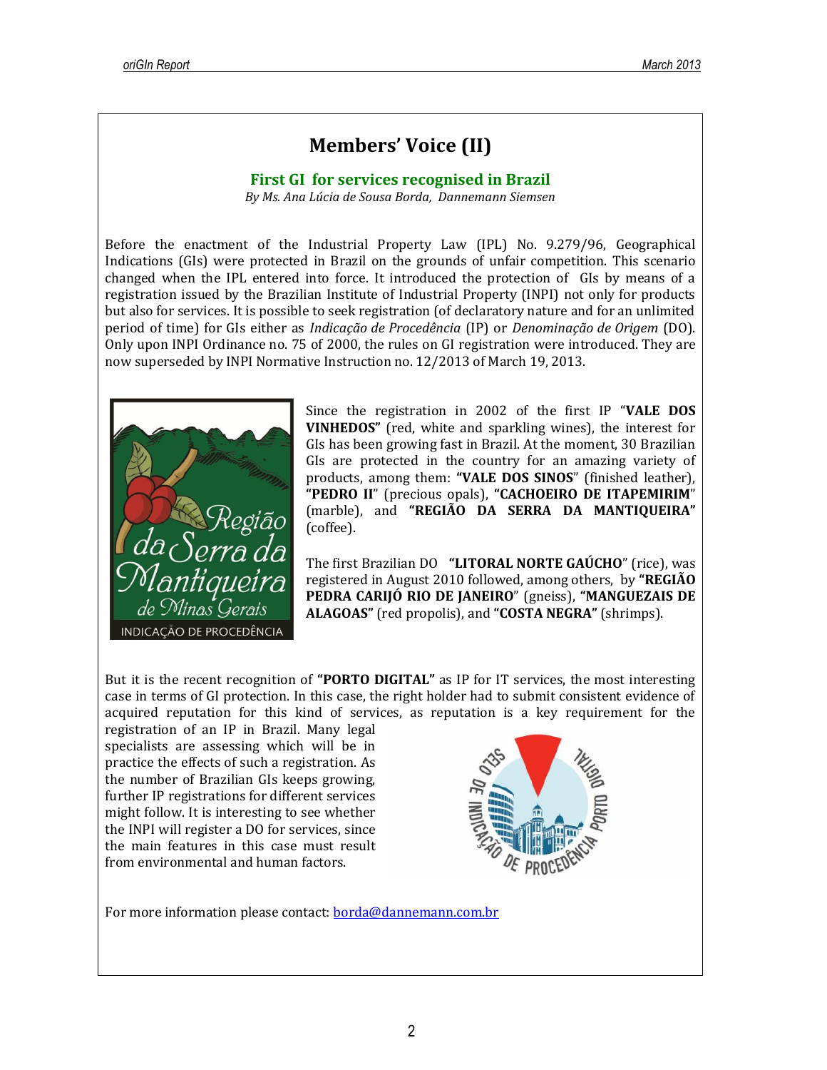# Members' Voice (II)

## First GI for services recognised in Brazil

*By Ms. Ana Lúcia de Sousa Borda, Dannemann Siemsen*

Before the enactment of the Industrial Property Law (IPL) No. 9.279/96, Geographical Indications (GIs) were protected in Brazil on the grounds of unfair competition. This scenario changed when the IPL entered into force. It introduced the protection of GIs by means of a registration issued by the Brazilian Institute of Industrial Property (INPI) not only for products but also for services. It is possible to seek registration (of declaratory nature and for an unlimited period of time) for GIs either as *Indicação de Procedência* (IP) or *Denominação de Origem* (DO). Only upon INPI Ordinance no. 75 of 2000, the rules on GI registration were introduced. They are now superseded by INPI Normative Instruction no. 12/2013 of March 19, 2013.

Since the registration in 2002 of the first IP "**VALE DOS VINHEDOS"** (red, white and sparkling wines), the interest for GIs has been growing fast in Brazil. At the moment, 30 Brazilian GIs are protected in the country for an amazing variety of products, among them: **"VALE DOS SINOS**" (finished leather), **"PEDRO II**" (precious opals), **"CACHOEIRO DE ITAPEMIRIM**" (marble), and **"REGIÃO DA SERRA DA MANTIQUEIRA"** (coffee).

The first Brazilian DO **"LITORAL NORTE GAÚCHO**" (rice), was registered in August 2010 followed, among others, by **"REGIÃO PEDRA CARIJÓ RIO DE JANEIRO**" (gneiss), **"MANGUEZAIS DE ALAGOAS"** (red propolis), and **"COSTA NEGRA"** (shrimps).

But it is the recent recognition of **"PORTO DIGITAL"** as IP for IT services, the most interesting case in terms of GI protection. In this case, the right holder had to submit consistent evidence of acquired reputation for this kind of services, as reputation is a key requirement for the registration of an IP in Brazil. Many legal specialists are assessing which will be in practice the effects of such a registration. As the number of Brazilian GIs keeps growing, further IP registrations for different services might follow. It is interesting to see whether the INPI will register a DO for services, since the main features in this case must result from environmental and human factors.

For more information please contact: borda@dannemann.com.br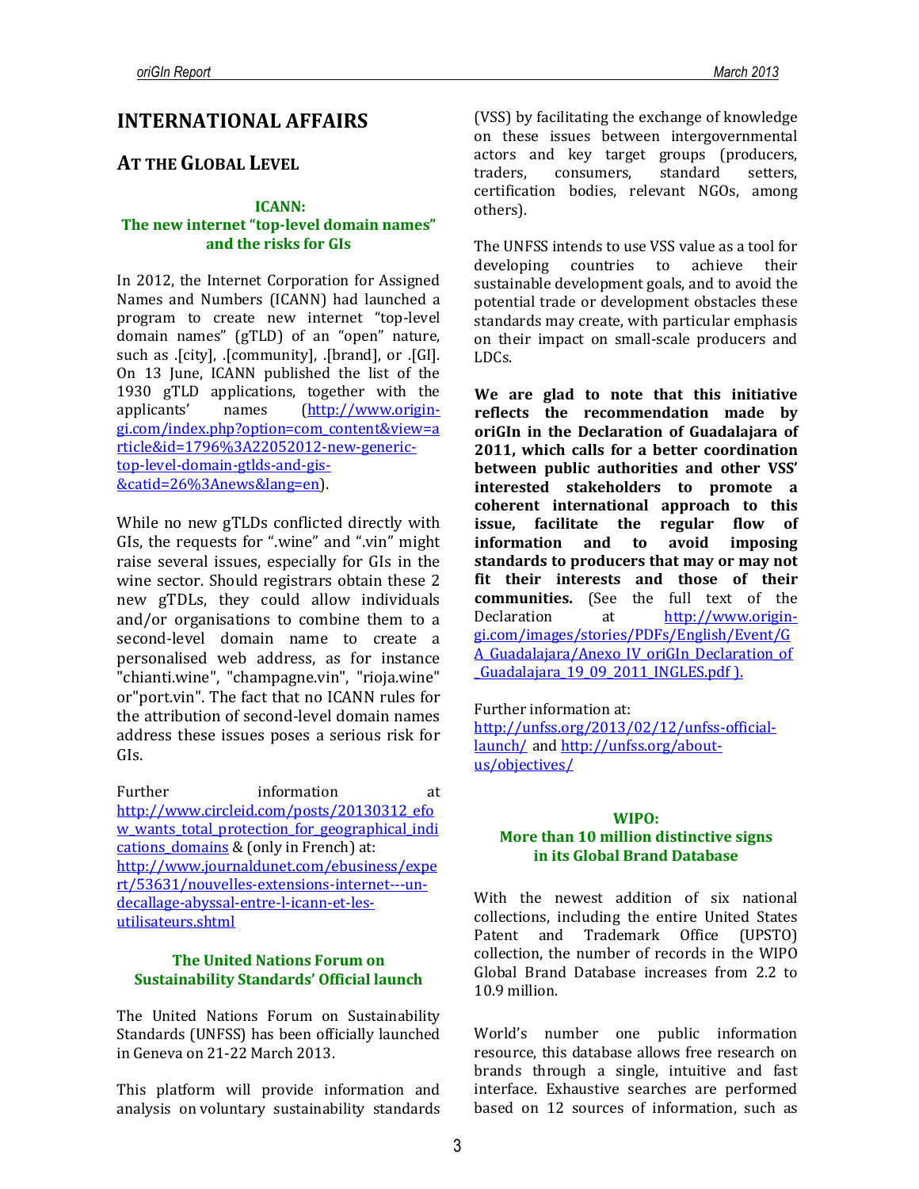# INTERNATIONAL AFFAIRS

## AT THE GLOBAL LEVEL

### ICANN: The new internet "top-level domain names" and the risks for GIs

In 2012, the Internet Corporation for Assigned Names and Numbers (ICANN) had launched a program to create new internet "top-level domain names" (gTLD) of an "open" nature, such as .[city], .[community], .[brand], or .[GI]. On 13 June, ICANN published the list of the 1930 gTLD applications, together with the applicants' names (http://www.origin-gi.com/index.php?option=com_content&view=article&id=1796%3A22052012-new-generic-top-level-domain-gtlds-and-gis-&catid=26%3Anews&lang=en).

While no new gTLDs conflicted directly with GIs, the requests for ".wine" and ".vin" might raise several issues, especially for GIs in the wine sector. Should registrars obtain these 2 new gTDLs, they could allow individuals and/or organisations to combine them to a second-level domain name to create a personalised web address, as for instance "chianti.wine", "champagne.vin", "rioja.wine" or"port.vin". The fact that no ICANN rules for the attribution of second-level domain names address these issues poses a serious risk for GIs.

Further information at http://www.circleid.com/posts/20130312_efow_wants_total_protection_for_geographical_indications_domains & (only in French) at: http://www.journaldunet.com/ebusiness/expert/53631/nouvelles-extensions-internet---un-decallage-abyssal-entre-l-icann-et-les-utilisateurs.shtml

### The United Nations Forum on Sustainability Standards' Official launch

The United Nations Forum on Sustainability Standards (UNFSS) has been officially launched in Geneva on 21-22 March 2013.

This platform will provide information and analysis on voluntary sustainability standards (VSS) by facilitating the exchange of knowledge on these issues between intergovernmental actors and key target groups (producers, traders, consumers, standard setters, certification bodies, relevant NGOs, among others).

The UNFSS intends to use VSS value as a tool for developing countries to achieve their sustainable development goals, and to avoid the potential trade or development obstacles these standards may create, with particular emphasis on their impact on small-scale producers and LDCs.

**We are glad to note that this initiative reflects the recommendation made by oriGIn in the Declaration of Guadalajara of 2011, which calls for a better coordination between public authorities and other VSS' interested stakeholders to promote a coherent international approach to this issue, facilitate the regular flow of information and to avoid imposing standards to producers that may or may not fit their interests and those of their communities.** (See the full text of the Declaration at http://www.origin-gi.com/images/stories/PDFs/English/Event/GA_Guadalajara/Anexo_IV_oriGIn_Declaration_of_Guadalajara_19_09_2011_INGLES.pdf ).

Further information at: http://unfss.org/2013/02/12/unfss-official-launch/ and http://unfss.org/about-us/objectives/

### WIPO: More than 10 million distinctive signs in its Global Brand Database

With the newest addition of six national collections, including the entire United States Patent and Trademark Office (UPSTO) collection, the number of records in the WIPO Global Brand Database increases from 2.2 to 10.9 million.

World's number one public information resource, this database allows free research on brands through a single, intuitive and fast interface. Exhaustive searches are performed based on 12 sources of information, such as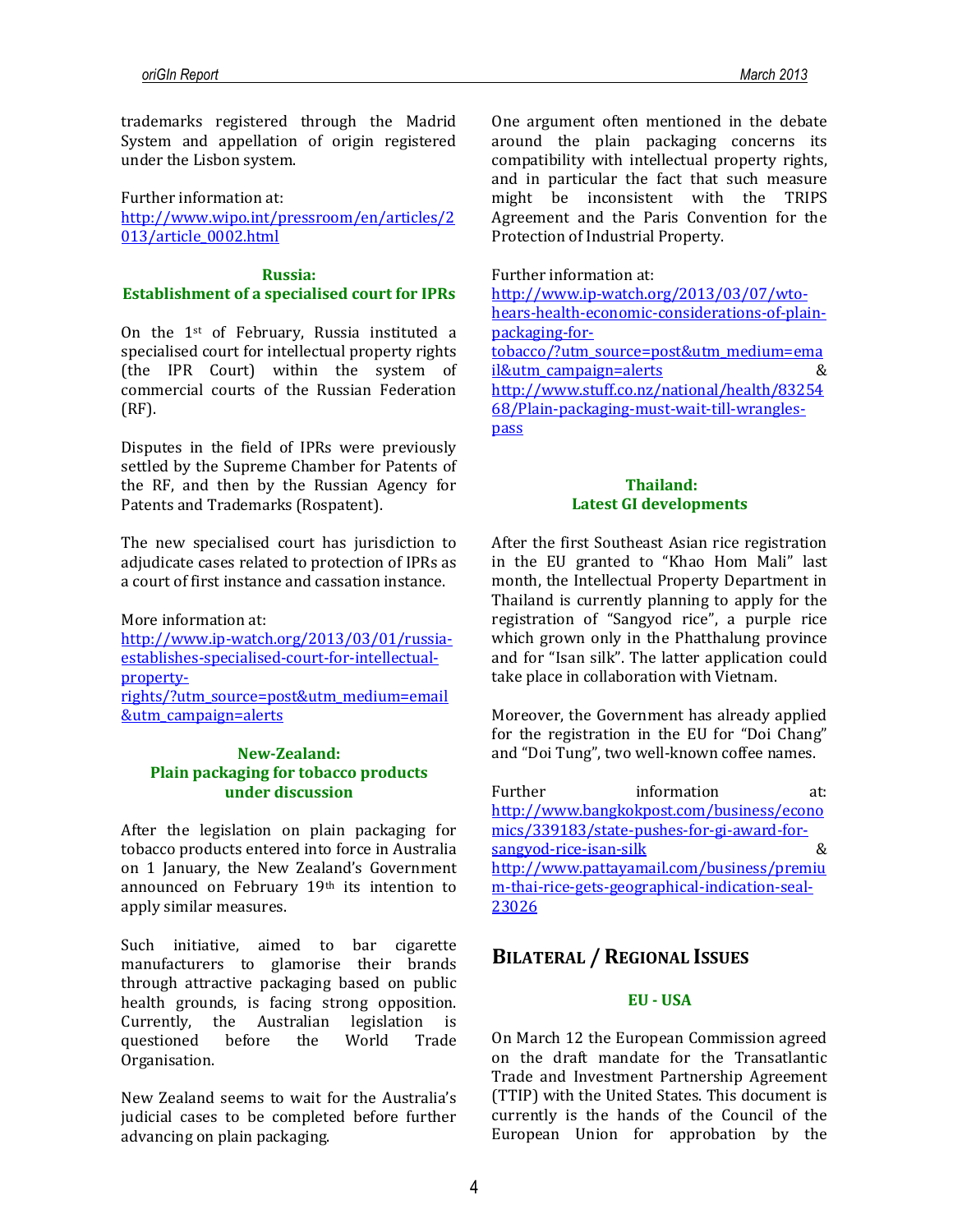trademarks registered through the Madrid System and appellation of origin registered under the Lisbon system.

Further information at:
http://www.wipo.int/pressroom/en/articles/2013/article_0002.html

### Russia: Establishment of a specialised court for IPRs

On the 1st of February, Russia instituted a specialised court for intellectual property rights (the IPR Court) within the system of commercial courts of the Russian Federation (RF).

Disputes in the field of IPRs were previously settled by the Supreme Chamber for Patents of the RF, and then by the Russian Agency for Patents and Trademarks (Rospatent).

The new specialised court has jurisdiction to adjudicate cases related to protection of IPRs as a court of first instance and cassation instance.

More information at:
http://www.ip-watch.org/2013/03/01/russia-establishes-specialised-court-for-intellectual-property-rights/?utm_source=post&utm_medium=email&utm_campaign=alerts

### New-Zealand: Plain packaging for tobacco products under discussion

After the legislation on plain packaging for tobacco products entered into force in Australia on 1 January, the New Zealand's Government announced on February 19th its intention to apply similar measures.

Such initiative, aimed to bar cigarette manufacturers to glamorise their brands through attractive packaging based on public health grounds, is facing strong opposition. Currently, the Australian legislation is questioned before the World Trade Organisation.

New Zealand seems to wait for the Australia's judicial cases to be completed before further advancing on plain packaging.

One argument often mentioned in the debate around the plain packaging concerns its compatibility with intellectual property rights, and in particular the fact that such measure might be inconsistent with the TRIPS Agreement and the Paris Convention for the Protection of Industrial Property.

Further information at:
http://www.ip-watch.org/2013/03/07/wto-hears-health-economic-considerations-of-plain-packaging-for-tobacco/?utm_source=post&utm_medium=email&utm_campaign=alerts & http://www.stuff.co.nz/national/health/8325468/Plain-packaging-must-wait-till-wrangles-pass

### Thailand: Latest GI developments

After the first Southeast Asian rice registration in the EU granted to "Khao Hom Mali" last month, the Intellectual Property Department in Thailand is currently planning to apply for the registration of "Sangyod rice", a purple rice which grown only in the Phatthalung province and for "Isan silk". The latter application could take place in collaboration with Vietnam.

Moreover, the Government has already applied for the registration in the EU for "Doi Chang" and "Doi Tung", two well-known coffee names.

Further information at:
http://www.bangkokpost.com/business/economics/339183/state-pushes-for-gi-award-for-sangyod-rice-isan-silk & http://www.pattayamail.com/business/premium-thai-rice-gets-geographical-indication-seal-23026

## Bilateral / Regional Issues

### EU - USA

On March 12 the European Commission agreed on the draft mandate for the Transatlantic Trade and Investment Partnership Agreement (TTIP) with the United States. This document is currently is the hands of the Council of the European Union for approbation by the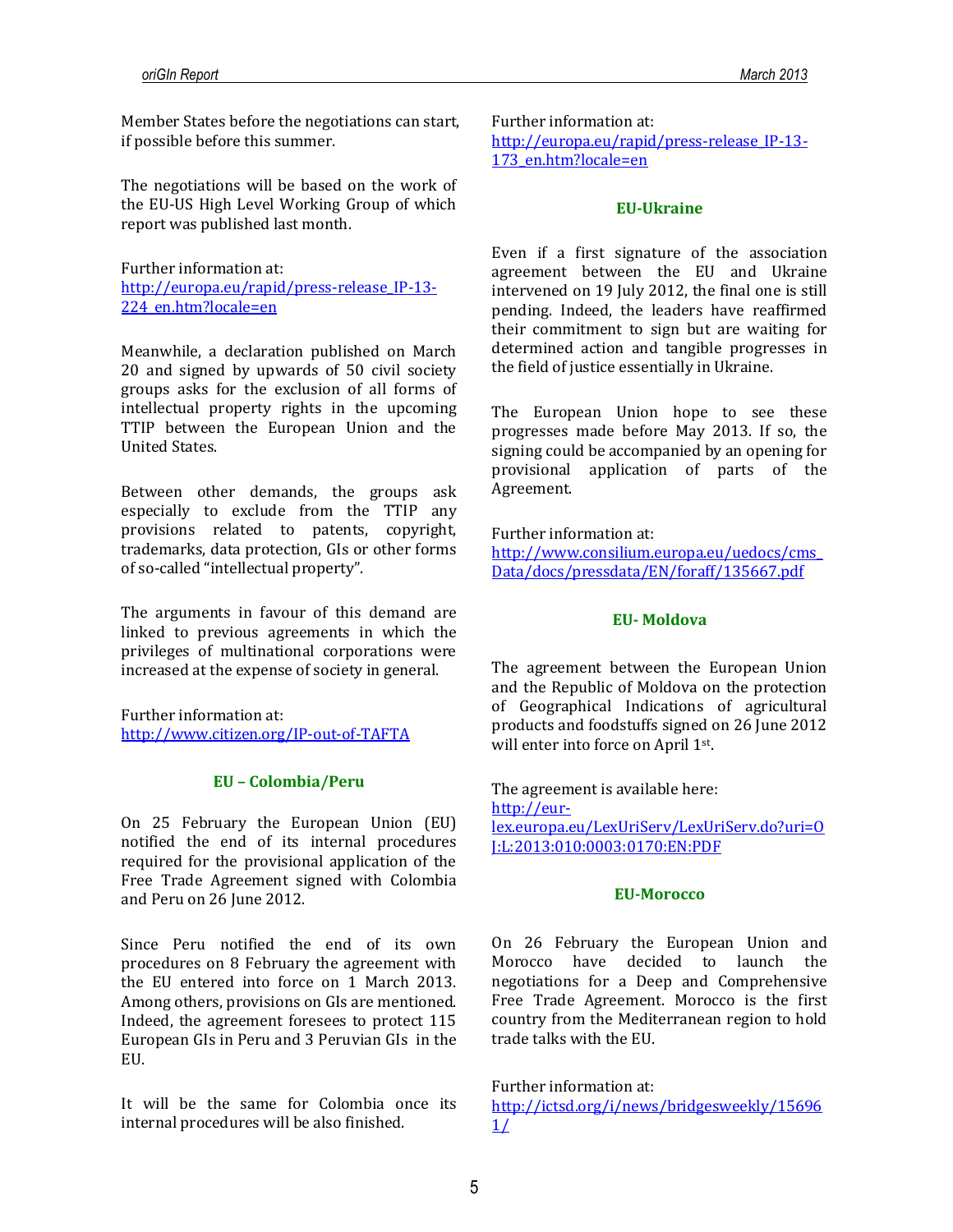Member States before the negotiations can start, if possible before this summer.

The negotiations will be based on the work of the EU-US High Level Working Group of which report was published last month.

Further information at:
http://europa.eu/rapid/press-release_IP-13-224_en.htm?locale=en

Meanwhile, a declaration published on March 20 and signed by upwards of 50 civil society groups asks for the exclusion of all forms of intellectual property rights in the upcoming TTIP between the European Union and the United States.

Between other demands, the groups ask especially to exclude from the TTIP any provisions related to patents, copyright, trademarks, data protection, GIs or other forms of so-called "intellectual property".

The arguments in favour of this demand are linked to previous agreements in which the privileges of multinational corporations were increased at the expense of society in general.

Further information at:
http://www.citizen.org/IP-out-of-TAFTA

### EU – Colombia/Peru

On 25 February the European Union (EU) notified the end of its internal procedures required for the provisional application of the Free Trade Agreement signed with Colombia and Peru on 26 June 2012.

Since Peru notified the end of its own procedures on 8 February the agreement with the EU entered into force on 1 March 2013. Among others, provisions on GIs are mentioned. Indeed, the agreement foresees to protect 115 European GIs in Peru and 3 Peruvian GIs in the EU.

It will be the same for Colombia once its internal procedures will be also finished.

Further information at:
http://europa.eu/rapid/press-release_IP-13-173_en.htm?locale=en

### EU-Ukraine

Even if a first signature of the association agreement between the EU and Ukraine intervened on 19 July 2012, the final one is still pending. Indeed, the leaders have reaffirmed their commitment to sign but are waiting for determined action and tangible progresses in the field of justice essentially in Ukraine.

The European Union hope to see these progresses made before May 2013. If so, the signing could be accompanied by an opening for provisional application of parts of the Agreement.

Further information at:
http://www.consilium.europa.eu/uedocs/cms_Data/docs/pressdata/EN/foraff/135667.pdf

### EU- Moldova

The agreement between the European Union and the Republic of Moldova on the protection of Geographical Indications of agricultural products and foodstuffs signed on 26 June 2012 will enter into force on April 1st.

The agreement is available here:
http://eur-lex.europa.eu/LexUriServ/LexUriServ.do?uri=OJ:L:2013:010:0003:0170:EN:PDF

### EU-Morocco

On 26 February the European Union and Morocco have decided to launch the negotiations for a Deep and Comprehensive Free Trade Agreement. Morocco is the first country from the Mediterranean region to hold trade talks with the EU.

Further information at:
http://ictsd.org/i/news/bridgesweekly/156961/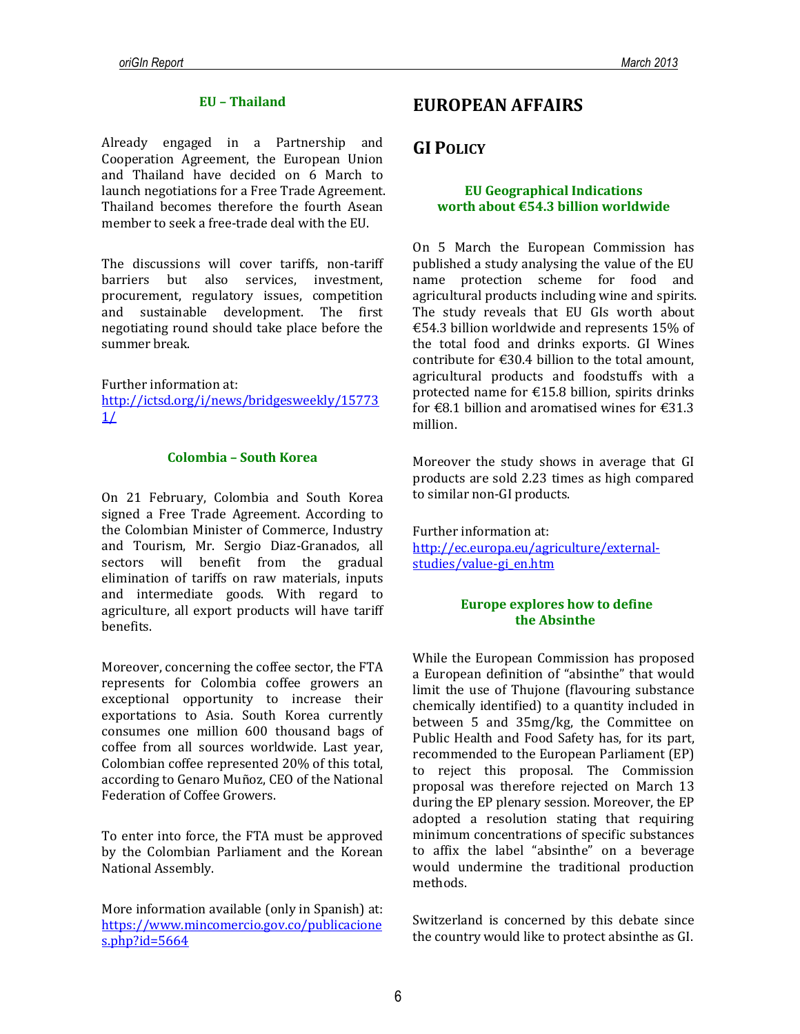### EU – Thailand

Already engaged in a Partnership and Cooperation Agreement, the European Union and Thailand have decided on 6 March to launch negotiations for a Free Trade Agreement. Thailand becomes therefore the fourth Asean member to seek a free-trade deal with the EU.

The discussions will cover tariffs, non-tariff barriers but also services, investment, procurement, regulatory issues, competition and sustainable development. The first negotiating round should take place before the summer break.

Further information at:
[http://ictsd.org/i/news/bridgesweekly/157731/](http://ictsd.org/i/news/bridgesweekly/157731/)

### Colombia – South Korea

On 21 February, Colombia and South Korea signed a Free Trade Agreement. According to the Colombian Minister of Commerce, Industry and Tourism, Mr. Sergio Diaz-Granados, all sectors will benefit from the gradual elimination of tariffs on raw materials, inputs and intermediate goods. With regard to agriculture, all export products will have tariff benefits.

Moreover, concerning the coffee sector, the FTA represents for Colombia coffee growers an exceptional opportunity to increase their exportations to Asia. South Korea currently consumes one million 600 thousand bags of coffee from all sources worldwide. Last year, Colombian coffee represented 20% of this total, according to Genaro Muñoz, CEO of the National Federation of Coffee Growers.

To enter into force, the FTA must be approved by the Colombian Parliament and the Korean National Assembly.

More information available (only in Spanish) at:
[https://www.mincomercio.gov.co/publicaciones.php?id=5664](https://www.mincomercio.gov.co/publicaciones.php?id=5664)

# EUROPEAN AFFAIRS

## GI POLICY

### EU Geographical Indications worth about €54.3 billion worldwide

On 5 March the European Commission has published a study analysing the value of the EU name protection scheme for food and agricultural products including wine and spirits. The study reveals that EU GIs worth about €54.3 billion worldwide and represents 15% of the total food and drinks exports. GI Wines contribute for €30.4 billion to the total amount, agricultural products and foodstuffs with a protected name for €15.8 billion, spirits drinks for €8.1 billion and aromatised wines for €31.3 million.

Moreover the study shows in average that GI products are sold 2.23 times as high compared to similar non-GI products.

Further information at:
[http://ec.europa.eu/agriculture/external-studies/value-gi_en.htm](http://ec.europa.eu/agriculture/external-studies/value-gi_en.htm)

### Europe explores how to define the Absinthe

While the European Commission has proposed a European definition of "absinthe" that would limit the use of Thujone (flavouring substance chemically identified) to a quantity included in between 5 and 35mg/kg, the Committee on Public Health and Food Safety has, for its part, recommended to the European Parliament (EP) to reject this proposal. The Commission proposal was therefore rejected on March 13 during the EP plenary session. Moreover, the EP adopted a resolution stating that requiring minimum concentrations of specific substances to affix the label "absinthe" on a beverage would undermine the traditional production methods.

Switzerland is concerned by this debate since the country would like to protect absinthe as GI.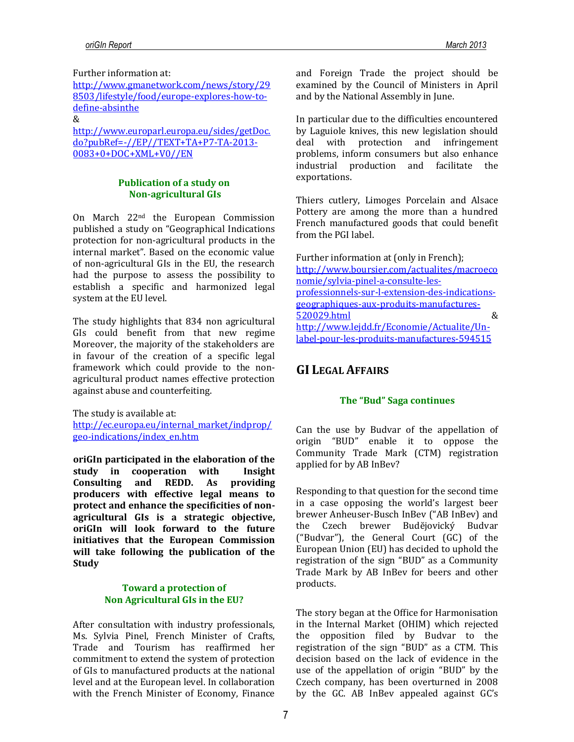Further information at:
http://www.gmanetwork.com/news/story/298503/lifestyle/food/europe-explores-how-to-define-absinthe
&
http://www.europarl.europa.eu/sides/getDoc.do?pubRef=-//EP//TEXT+TA+P7-TA-2013-0083+0+DOC+XML+V0//EN

### Publication of a study on Non-agricultural GIs

On March 22nd the European Commission published a study on "Geographical Indications protection for non-agricultural products in the internal market". Based on the economic value of non-agricultural GIs in the EU, the research had the purpose to assess the possibility to establish a specific and harmonized legal system at the EU level.

The study highlights that 834 non agricultural GIs could benefit from that new regime Moreover, the majority of the stakeholders are in favour of the creation of a specific legal framework which could provide to the non-agricultural product names effective protection against abuse and counterfeiting.

The study is available at:
http://ec.europa.eu/internal_market/indprop/geo-indications/index_en.htm

**oriGIn participated in the elaboration of the study in cooperation with Insight Consulting and REDD. As providing producers with effective legal means to protect and enhance the specificities of non-agricultural GIs is a strategic objective, oriGIn will look forward to the future initiatives that the European Commission will take following the publication of the Study**

### Toward a protection of Non Agricultural GIs in the EU?

After consultation with industry professionals, Ms. Sylvia Pinel, French Minister of Crafts, Trade and Tourism has reaffirmed her commitment to extend the system of protection of GIs to manufactured products at the national level and at the European level. In collaboration with the French Minister of Economy, Finance and Foreign Trade the project should be examined by the Council of Ministers in April and by the National Assembly in June.

In particular due to the difficulties encountered by Laguiole knives, this new legislation should deal with protection and infringement problems, inform consumers but also enhance industrial production and facilitate the exportations.

Thiers cutlery, Limoges Porcelain and Alsace Pottery are among the more than a hundred French manufactured goods that could benefit from the PGI label.

Further information at (only in French);
http://www.boursier.com/actualites/macroeconomie/sylvia-pinel-a-consulte-les-professionnels-sur-l-extension-des-indications-geographiques-aux-produits-manufactures-520029.html &
http://www.lejdd.fr/Economie/Actualite/Un-label-pour-les-produits-manufactures-594515

## GI Legal Affairs

### The "Bud" Saga continues

Can the use by Budvar of the appellation of origin "BUD" enable it to oppose the Community Trade Mark (CTM) registration applied for by AB InBev?

Responding to that question for the second time in a case opposing the world's largest beer brewer Anheuser-Busch InBev ("AB InBev) and the Czech brewer Budějovický Budvar ("Budvar"), the General Court (GC) of the European Union (EU) has decided to uphold the registration of the sign "BUD" as a Community Trade Mark by AB InBev for beers and other products.

The story began at the Office for Harmonisation in the Internal Market (OHIM) which rejected the opposition filed by Budvar to the registration of the sign "BUD" as a CTM. This decision based on the lack of evidence in the use of the appellation of origin "BUD" by the Czech company, has been overturned in 2008 by the GC. AB InBev appealed against GC's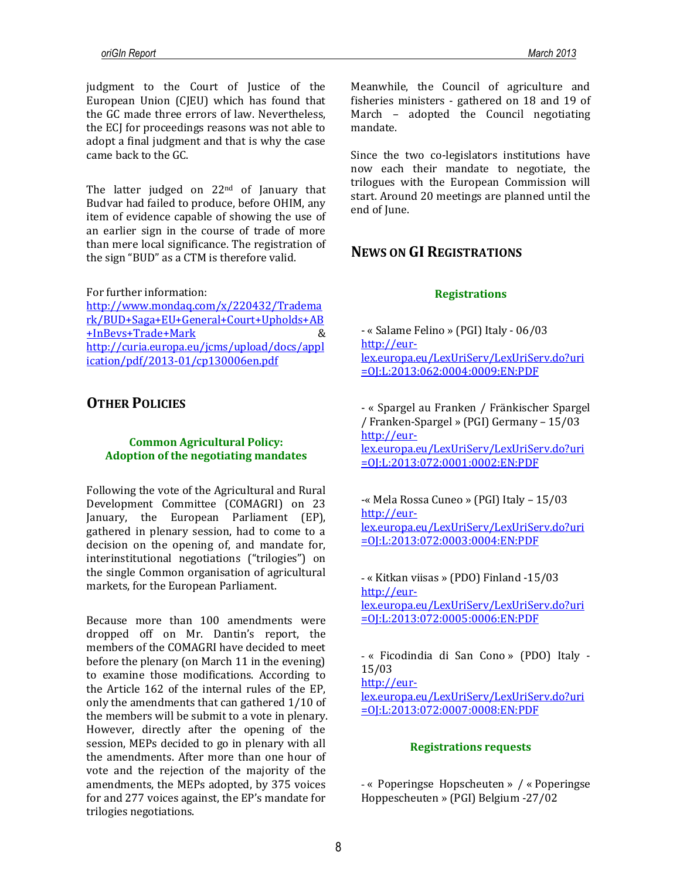judgment to the Court of Justice of the European Union (CJEU) which has found that the GC made three errors of law. Nevertheless, the ECJ for proceedings reasons was not able to adopt a final judgment and that is why the case came back to the GC.

The latter judged on 22nd of January that Budvar had failed to produce, before OHIM, any item of evidence capable of showing the use of an earlier sign in the course of trade of more than mere local significance. The registration of the sign "BUD" as a CTM is therefore valid.

For further information:
http://www.mondaq.com/x/220432/Trademark/BUD+Saga+EU+General+Court+Upholds+AB+InBevs+Trade+Mark &
http://curia.europa.eu/jcms/upload/docs/application/pdf/2013-01/cp130006en.pdf

## OTHER POLICIES

### Common Agricultural Policy: Adoption of the negotiating mandates

Following the vote of the Agricultural and Rural Development Committee (COMAGRI) on 23 January, the European Parliament (EP), gathered in plenary session, had to come to a decision on the opening of, and mandate for, interinstitutional negotiations ("trilogies") on the single Common organisation of agricultural markets, for the European Parliament.

Because more than 100 amendments were dropped off on Mr. Dantin's report, the members of the COMAGRI have decided to meet before the plenary (on March 11 in the evening) to examine those modifications. According to the Article 162 of the internal rules of the EP, only the amendments that can gathered 1/10 of the members will be submit to a vote in plenary. However, directly after the opening of the session, MEPs decided to go in plenary with all the amendments. After more than one hour of vote and the rejection of the majority of the amendments, the MEPs adopted, by 375 voices for and 277 voices against, the EP's mandate for trilogies negotiations.

Meanwhile, the Council of agriculture and fisheries ministers - gathered on 18 and 19 of March – adopted the Council negotiating mandate.

Since the two co-legislators institutions have now each their mandate to negotiate, the trilogues with the European Commission will start. Around 20 meetings are planned until the end of June.

## NEWS ON GI REGISTRATIONS

### Registrations

- « Salame Felino » (PGI) Italy - 06/03
http://eur-lex.europa.eu/LexUriServ/LexUriServ.do?uri=OJ:L:2013:062:0004:0009:EN:PDF

- « Spargel au Franken / Fränkischer Spargel / Franken-Spargel » (PGI) Germany – 15/03
http://eur-lex.europa.eu/LexUriServ/LexUriServ.do?uri=OJ:L:2013:072:0001:0002:EN:PDF

-« Mela Rossa Cuneo » (PGI) Italy – 15/03
http://eur-lex.europa.eu/LexUriServ/LexUriServ.do?uri=OJ:L:2013:072:0003:0004:EN:PDF

- « Kitkan viisas » (PDO) Finland -15/03
http://eur-lex.europa.eu/LexUriServ/LexUriServ.do?uri=OJ:L:2013:072:0005:0006:EN:PDF

- « Ficodindia di San Cono » (PDO) Italy - 15/03
http://eur-lex.europa.eu/LexUriServ/LexUriServ.do?uri=OJ:L:2013:072:0007:0008:EN:PDF

### Registrations requests

- « Poperingse Hopscheuten » / « Poperingse Hoppescheuten » (PGI) Belgium -27/02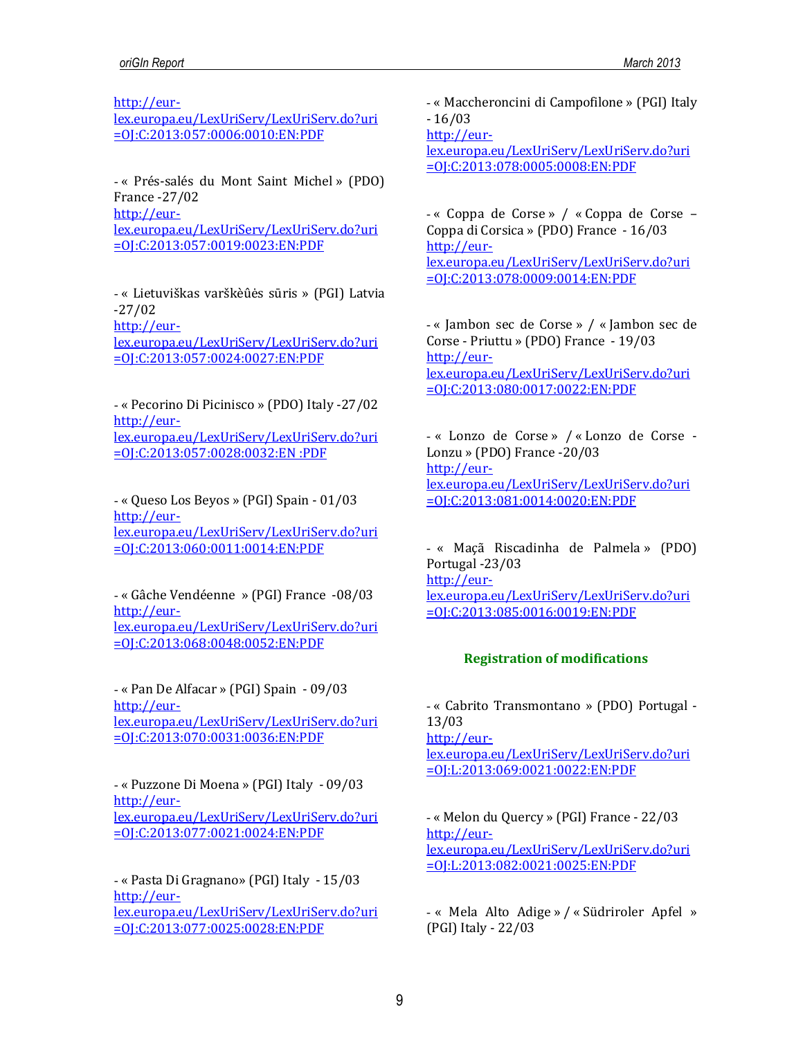http://eur-lex.europa.eu/LexUriServ/LexUriServ.do?uri=OJ:C:2013:057:0006:0010:EN:PDF

- « Prés-salés du Mont Saint Michel » (PDO) France -27/02
http://eur-lex.europa.eu/LexUriServ/LexUriServ.do?uri=OJ:C:2013:057:0019:0023:EN:PDF

- « Lietuviškas varškèûės sūris » (PGI) Latvia -27/02
http://eur-lex.europa.eu/LexUriServ/LexUriServ.do?uri=OJ:C:2013:057:0024:0027:EN:PDF

- « Pecorino Di Picinisco » (PDO) Italy -27/02
http://eur-lex.europa.eu/LexUriServ/LexUriServ.do?uri=OJ:C:2013:057:0028:0032:EN :PDF

- « Queso Los Beyos » (PGI) Spain - 01/03
http://eur-lex.europa.eu/LexUriServ/LexUriServ.do?uri=OJ:C:2013:060:0011:0014:EN:PDF

- « Gâche Vendéenne » (PGI) France -08/03
http://eur-lex.europa.eu/LexUriServ/LexUriServ.do?uri=OJ:C:2013:068:0048:0052:EN:PDF

- « Pan De Alfacar » (PGI) Spain - 09/03
http://eur-lex.europa.eu/LexUriServ/LexUriServ.do?uri=OJ:C:2013:070:0031:0036:EN:PDF

- « Puzzone Di Moena » (PGI) Italy - 09/03
http://eur-lex.europa.eu/LexUriServ/LexUriServ.do?uri=OJ:C:2013:077:0021:0024:EN:PDF

- « Pasta Di Gragnano» (PGI) Italy - 15/03
http://eur-lex.europa.eu/LexUriServ/LexUriServ.do?uri=OJ:C:2013:077:0025:0028:EN:PDF

- « Maccheroncini di Campofilone » (PGI) Italy - 16/03
http://eur-lex.europa.eu/LexUriServ/LexUriServ.do?uri=OJ:C:2013:078:0005:0008:EN:PDF

- « Coppa de Corse » / « Coppa de Corse – Coppa di Corsica » (PDO) France - 16/03
http://eur-lex.europa.eu/LexUriServ/LexUriServ.do?uri=OJ:C:2013:078:0009:0014:EN:PDF

- « Jambon sec de Corse » / « Jambon sec de Corse - Priuttu » (PDO) France - 19/03
http://eur-lex.europa.eu/LexUriServ/LexUriServ.do?uri=OJ:C:2013:080:0017:0022:EN:PDF

- « Lonzo de Corse » / « Lonzo de Corse - Lonzu » (PDO) France -20/03
http://eur-lex.europa.eu/LexUriServ/LexUriServ.do?uri=OJ:C:2013:081:0014:0020:EN:PDF

- « Maçã Riscadinha de Palmela » (PDO) Portugal -23/03
http://eur-lex.europa.eu/LexUriServ/LexUriServ.do?uri=OJ:C:2013:085:0016:0019:EN:PDF

**Registration of modifications**

- « Cabrito Transmontano » (PDO) Portugal - 13/03
http://eur-lex.europa.eu/LexUriServ/LexUriServ.do?uri=OJ:L:2013:069:0021:0022:EN:PDF

- « Melon du Quercy » (PGI) France - 22/03
http://eur-lex.europa.eu/LexUriServ/LexUriServ.do?uri=OJ:L:2013:082:0021:0025:EN:PDF

- « Mela Alto Adige » / « Südriroler Apfel » (PGI) Italy - 22/03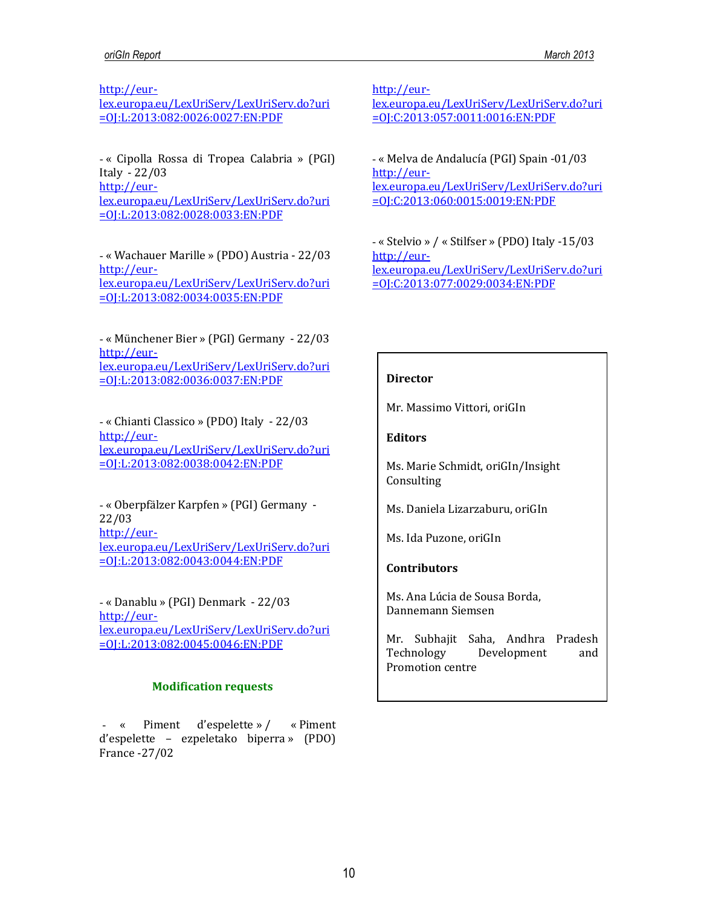http://eur-lex.europa.eu/LexUriServ/LexUriServ.do?uri=OJ:L:2013:082:0026:0027:EN:PDF

- « Cipolla Rossa di Tropea Calabria » (PGI) Italy - 22/03
http://eur-lex.europa.eu/LexUriServ/LexUriServ.do?uri=OJ:L:2013:082:0028:0033:EN:PDF

- « Wachauer Marille » (PDO) Austria - 22/03
http://eur-lex.europa.eu/LexUriServ/LexUriServ.do?uri=OJ:L:2013:082:0034:0035:EN:PDF

- « Münchener Bier » (PGI) Germany - 22/03
http://eur-lex.europa.eu/LexUriServ/LexUriServ.do?uri=OJ:L:2013:082:0036:0037:EN:PDF

- « Chianti Classico » (PDO) Italy - 22/03
http://eur-lex.europa.eu/LexUriServ/LexUriServ.do?uri=OJ:L:2013:082:0038:0042:EN:PDF

- « Oberpfälzer Karpfen » (PGI) Germany - 22/03
http://eur-lex.europa.eu/LexUriServ/LexUriServ.do?uri=OJ:L:2013:082:0043:0044:EN:PDF

- « Danablu » (PGI) Denmark - 22/03
http://eur-lex.europa.eu/LexUriServ/LexUriServ.do?uri=OJ:L:2013:082:0045:0046:EN:PDF

## Modification requests

- « Piment d'espelette » / « Piment d'espelette – ezpeletako biperra » (PDO) France -27/02
http://eur-lex.europa.eu/LexUriServ/LexUriServ.do?uri=OJ:C:2013:057:0011:0016:EN:PDF

- « Melva de Andalucía (PGI) Spain -01/03
http://eur-lex.europa.eu/LexUriServ/LexUriServ.do?uri=OJ:C:2013:060:0015:0019:EN:PDF

- « Stelvio » / « Stilfser » (PDO) Italy -15/03
http://eur-lex.europa.eu/LexUriServ/LexUriServ.do?uri=OJ:C:2013:077:0029:0034:EN:PDF

**Director**

Mr. Massimo Vittori, oriGIn

**Editors**

Ms. Marie Schmidt, oriGIn/Insight Consulting

Ms. Daniela Lizarzaburu, oriGIn

Ms. Ida Puzone, oriGIn

**Contributors**

Ms. Ana Lúcia de Sousa Borda, Dannemann Siemsen

Mr. Subhajit Saha, Andhra Pradesh Technology Development and Promotion centre